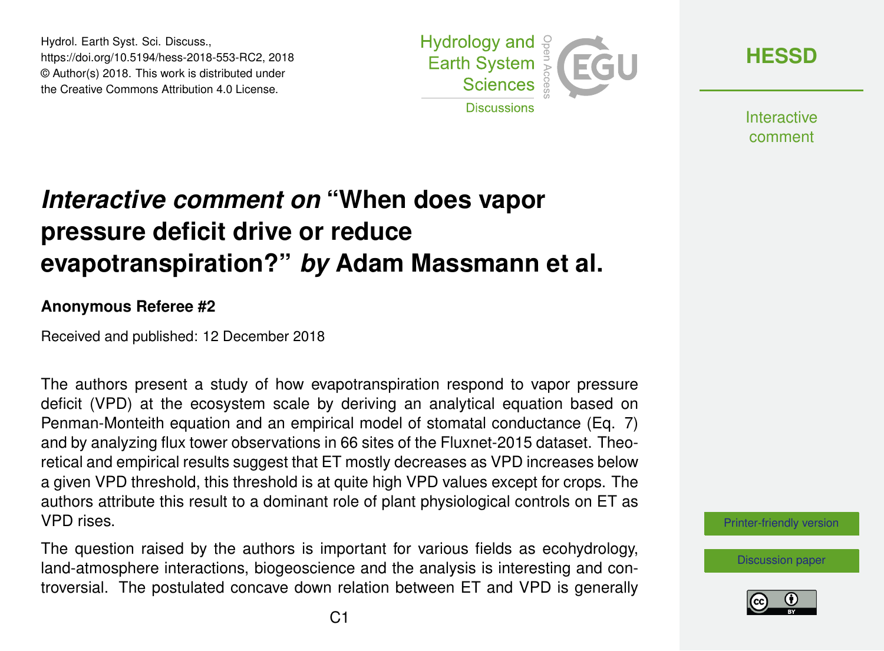# *Interactive comment on* "When does vapor pressure deficit drive or reduce evapotranspiration?" *by* Adam Massmann et al.

**Anonymous Referee #2**

Received and published: 12 December 2018

The authors present a study of how evapotranspiration respond to vapor pressure deficit (VPD) at the ecosystem scale by deriving an analytical equation based on Penman-Monteith equation and an empirical model of stomatal conductance (Eq. 7) and by analyzing flux tower observations in 66 sites of the Fluxnet-2015 dataset. Theoretical and empirical results suggest that ET mostly decreases as VPD increases below a given VPD threshold, this threshold is at quite high VPD values except for crops. The authors attribute this result to a dominant role of plant physiological controls on ET as VPD rises.

The question raised by the authors is important for various fields as ecohydrology, land-atmosphere interactions, biogeoscience and the analysis is interesting and controversial. The postulated concave down relation between ET and VPD is generally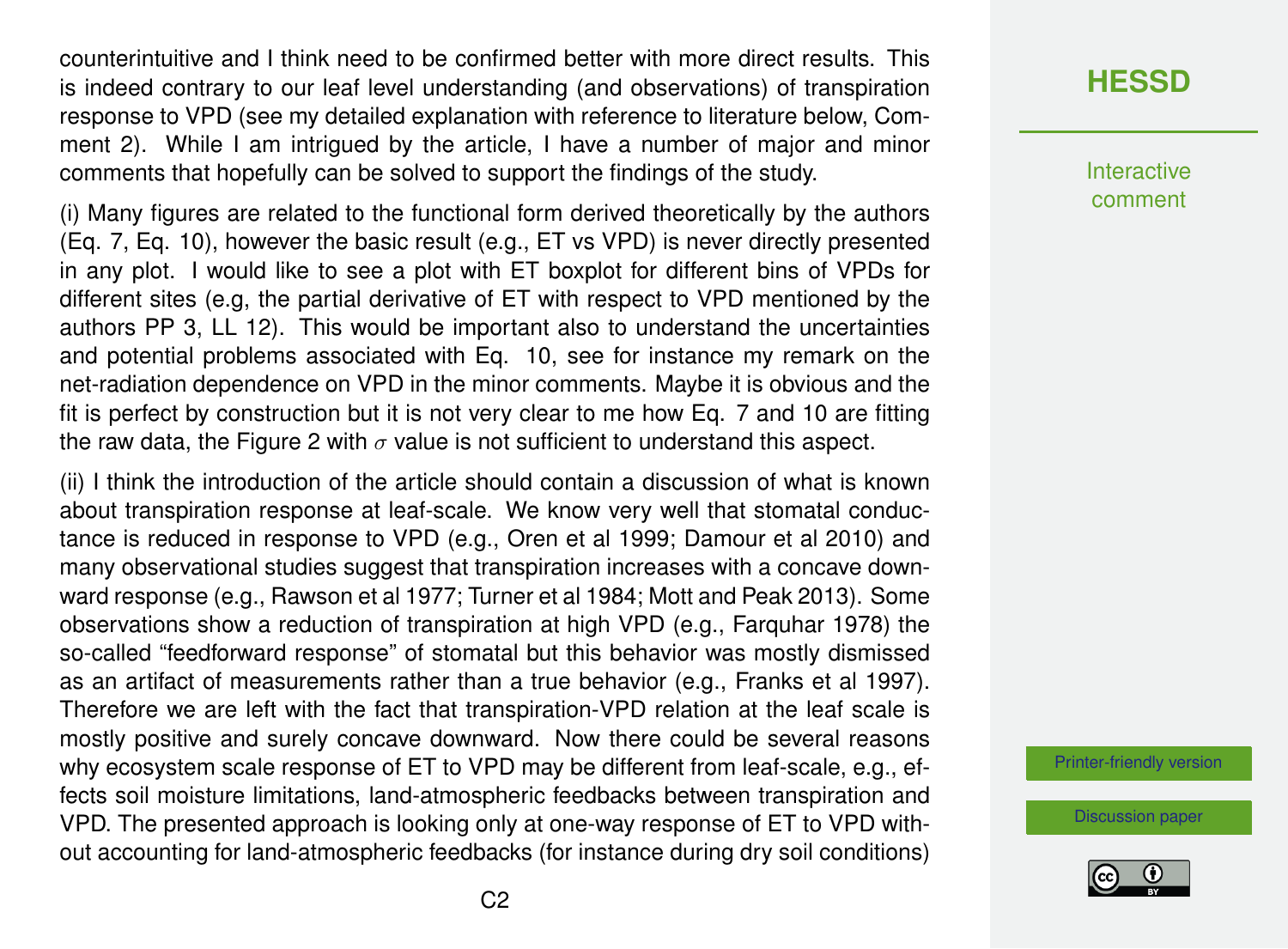counterintuitive and I think need to be confirmed better with more direct results. This is indeed contrary to our leaf level understanding (and observations) of transpiration response to VPD (see my detailed explanation with reference to literature below, Comment 2). While I am intrigued by the article, I have a number of major and minor comments that hopefully can be solved to support the findings of the study.

(i) Many figures are related to the functional form derived theoretically by the authors (Eq. 7, Eq. 10), however the basic result (e.g., ET vs VPD) is never directly presented in any plot. I would like to see a plot with ET boxplot for different bins of VPDs for different sites (e.g, the partial derivative of ET with respect to VPD mentioned by the authors PP 3, LL 12). This would be important also to understand the uncertainties and potential problems associated with Eq. 10, see for instance my remark on the net-radiation dependence on VPD in the minor comments. Maybe it is obvious and the fit is perfect by construction but it is not very clear to me how Eq. 7 and 10 are fitting the raw data, the Figure 2 with $\sigma$ value is not sufficient to understand this aspect.

(ii) I think the introduction of the article should contain a discussion of what is known about transpiration response at leaf-scale. We know very well that stomatal conductance is reduced in response to VPD (e.g., Oren et al 1999; Damour et al 2010) and many observational studies suggest that transpiration increases with a concave downward response (e.g., Rawson et al 1977; Turner et al 1984; Mott and Peak 2013). Some observations show a reduction of transpiration at high VPD (e.g., Farquhar 1978) the so-called "feedforward response" of stomatal but this behavior was mostly dismissed as an artifact of measurements rather than a true behavior (e.g., Franks et al 1997). Therefore we are left with the fact that transpiration-VPD relation at the leaf scale is mostly positive and surely concave downward. Now there could be several reasons why ecosystem scale response of ET to VPD may be different from leaf-scale, e.g., effects soil moisture limitations, land-atmospheric feedbacks between transpiration and VPD. The presented approach is looking only at one-way response of ET to VPD without accounting for land-atmospheric feedbacks (for instance during dry soil conditions)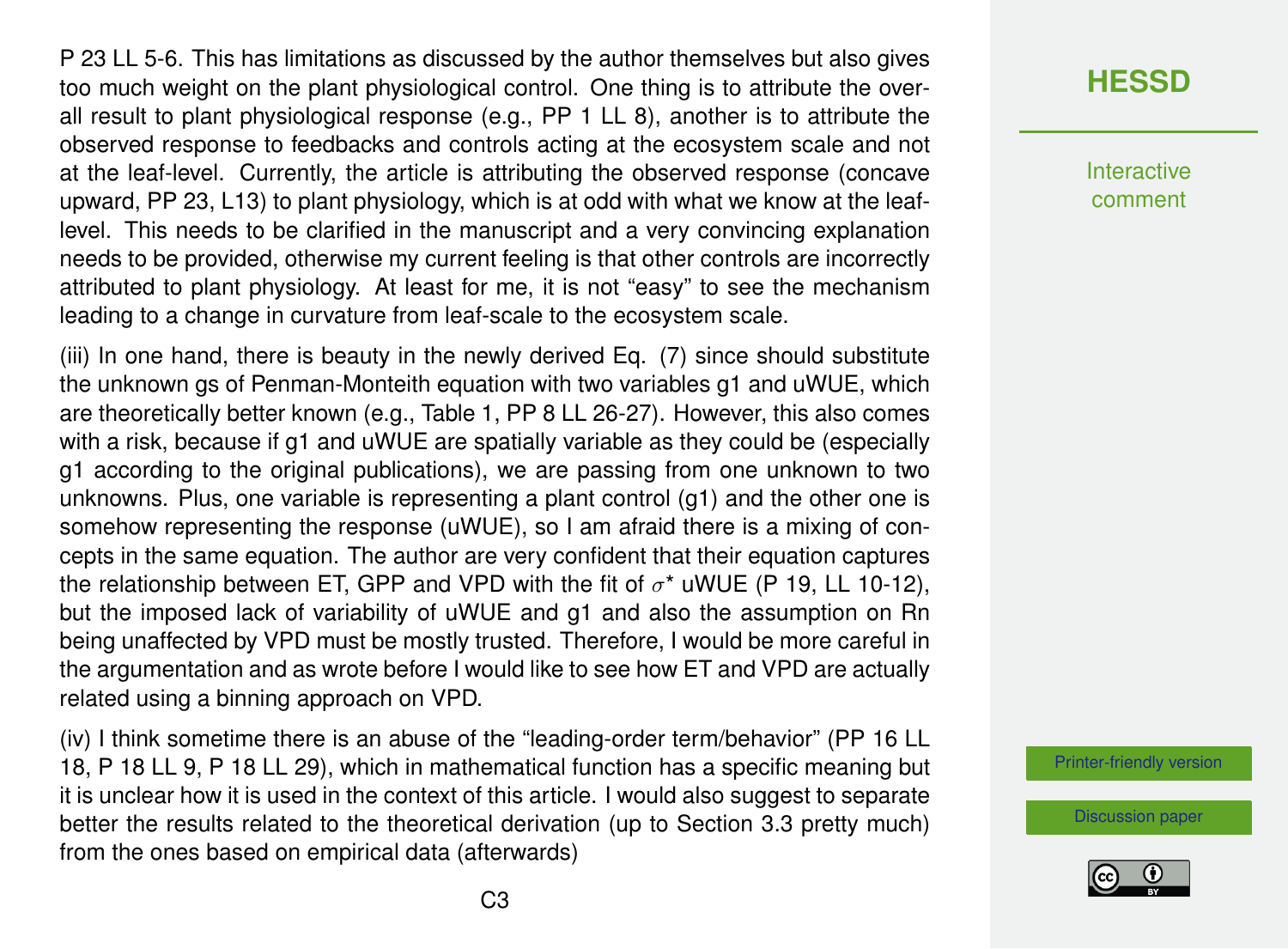P 23 LL 5-6. This has limitations as discussed by the author themselves but also gives too much weight on the plant physiological control. One thing is to attribute the overall result to plant physiological response (e.g., PP 1 LL 8), another is to attribute the observed response to feedbacks and controls acting at the ecosystem scale and not at the leaf-level. Currently, the article is attributing the observed response (concave upward, PP 23, L13) to plant physiology, which is at odd with what we know at the leaf-level. This needs to be clarified in the manuscript and a very convincing explanation needs to be provided, otherwise my current feeling is that other controls are incorrectly attributed to plant physiology. At least for me, it is not "easy" to see the mechanism leading to a change in curvature from leaf-scale to the ecosystem scale.

(iii) In one hand, there is beauty in the newly derived Eq. (7) since should substitute the unknown gs of Penman-Monteith equation with two variables g1 and uWUE, which are theoretically better known (e.g., Table 1, PP 8 LL 26-27). However, this also comes with a risk, because if g1 and uWUE are spatially variable as they could be (especially g1 according to the original publications), we are passing from one unknown to two unknowns. Plus, one variable is representing a plant control (g1) and the other one is somehow representing the response (uWUE), so I am afraid there is a mixing of concepts in the same equation. The author are very confident that their equation captures the relationship between ET, GPP and VPD with the fit of $\sigma^*$ uWUE (P 19, LL 10-12), but the imposed lack of variability of uWUE and g1 and also the assumption on Rn being unaffected by VPD must be mostly trusted. Therefore, I would be more careful in the argumentation and as wrote before I would like to see how ET and VPD are actually related using a binning approach on VPD.

(iv) I think sometime there is an abuse of the "leading-order term/behavior" (PP 16 LL 18, P 18 LL 9, P 18 LL 29), which in mathematical function has a specific meaning but it is unclear how it is used in the context of this article. I would also suggest to separate better the results related to the theoretical derivation (up to Section 3.3 pretty much) from the ones based on empirical data (afterwards)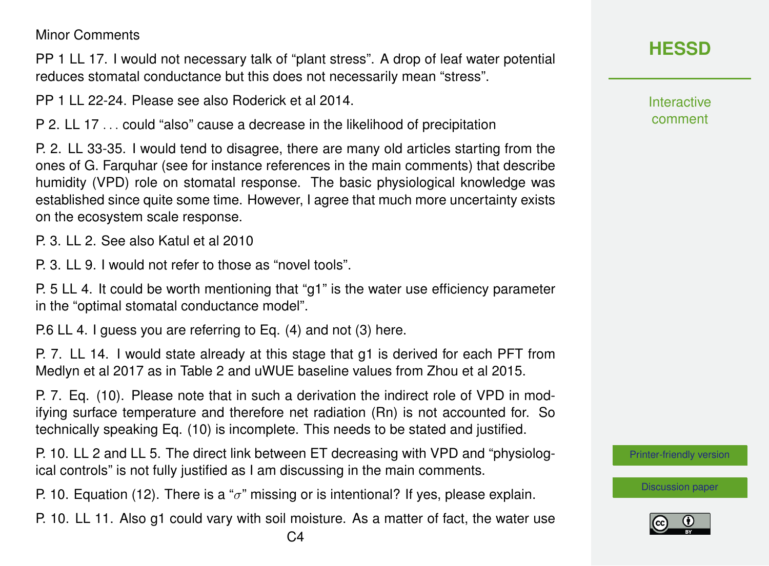Minor Comments

PP 1 LL 17. I would not necessary talk of "plant stress". A drop of leaf water potential reduces stomatal conductance but this does not necessarily mean "stress".

PP 1 LL 22-24. Please see also Roderick et al 2014.

P 2. LL 17 . . . could "also" cause a decrease in the likelihood of precipitation

P. 2. LL 33-35. I would tend to disagree, there are many old articles starting from the ones of G. Farquhar (see for instance references in the main comments) that describe humidity (VPD) role on stomatal response. The basic physiological knowledge was established since quite some time. However, I agree that much more uncertainty exists on the ecosystem scale response.

P. 3. LL 2. See also Katul et al 2010

P. 3. LL 9. I would not refer to those as "novel tools".

P. 5 LL 4. It could be worth mentioning that "g1" is the water use efficiency parameter in the "optimal stomatal conductance model".

P.6 LL 4. I guess you are referring to Eq. (4) and not (3) here.

P. 7. LL 14. I would state already at this stage that g1 is derived for each PFT from Medlyn et al 2017 as in Table 2 and uWUE baseline values from Zhou et al 2015.

P. 7. Eq. (10). Please note that in such a derivation the indirect role of VPD in modifying surface temperature and therefore net radiation (Rn) is not accounted for. So technically speaking Eq. (10) is incomplete. This needs to be stated and justified.

P. 10. LL 2 and LL 5. The direct link between ET decreasing with VPD and "physiological controls" is not fully justified as I am discussing in the main comments.

P. 10. Equation (12). There is a "$\sigma$" missing or is intentional? If yes, please explain.

P. 10. LL 11. Also g1 could vary with soil moisture. As a matter of fact, the water use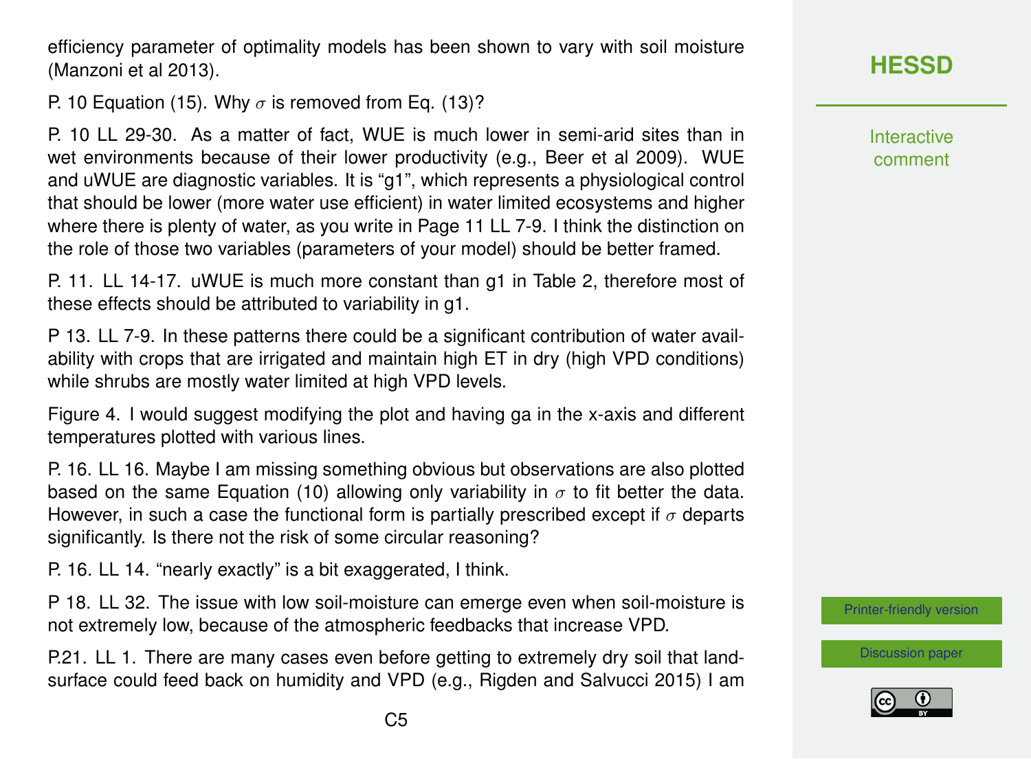efficiency parameter of optimality models has been shown to vary with soil moisture (Manzoni et al 2013).

P. 10 Equation (15). Why $\sigma$ is removed from Eq. (13)?

P. 10 LL 29-30. As a matter of fact, WUE is much lower in semi-arid sites than in wet environments because of their lower productivity (e.g., Beer et al 2009). WUE and uWUE are diagnostic variables. It is "g1", which represents a physiological control that should be lower (more water use efficient) in water limited ecosystems and higher where there is plenty of water, as you write in Page 11 LL 7-9. I think the distinction on the role of those two variables (parameters of your model) should be better framed.

P. 11. LL 14-17. uWUE is much more constant than g1 in Table 2, therefore most of these effects should be attributed to variability in g1.

P 13. LL 7-9. In these patterns there could be a significant contribution of water availability with crops that are irrigated and maintain high ET in dry (high VPD conditions) while shrubs are mostly water limited at high VPD levels.

Figure 4. I would suggest modifying the plot and having ga in the x-axis and different temperatures plotted with various lines.

P. 16. LL 16. Maybe I am missing something obvious but observations are also plotted based on the same Equation (10) allowing only variability in $\sigma$ to fit better the data. However, in such a case the functional form is partially prescribed except if $\sigma$ departs significantly. Is there not the risk of some circular reasoning?

P. 16. LL 14. "nearly exactly" is a bit exaggerated, I think.

P 18. LL 32. The issue with low soil-moisture can emerge even when soil-moisture is not extremely low, because of the atmospheric feedbacks that increase VPD.

P.21. LL 1. There are many cases even before getting to extremely dry soil that land-surface could feed back on humidity and VPD (e.g., Rigden and Salvucci 2015) I am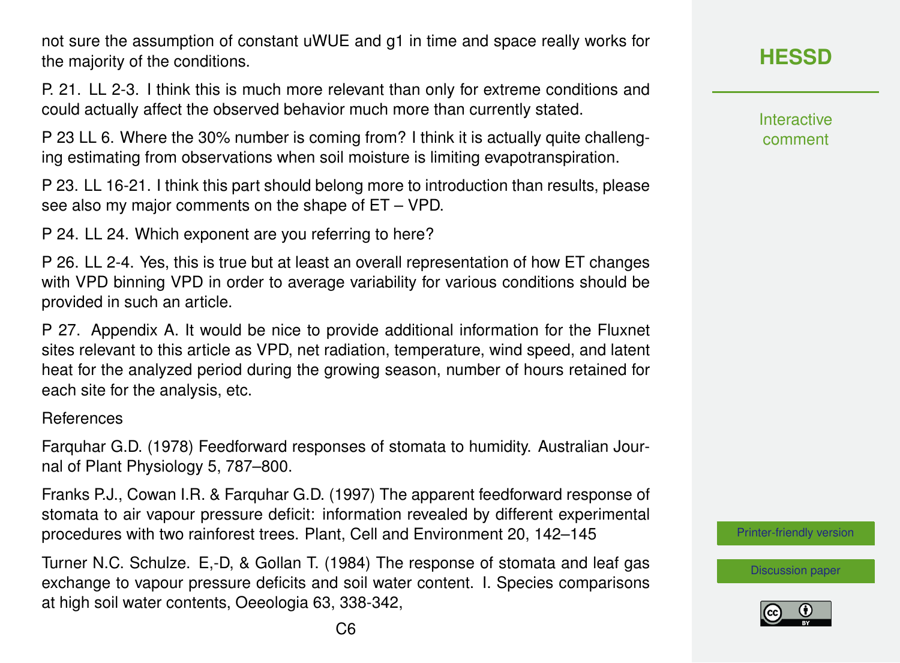not sure the assumption of constant uWUE and g1 in time and space really works for the majority of the conditions.

P. 21. LL 2-3. I think this is much more relevant than only for extreme conditions and could actually affect the observed behavior much more than currently stated.

P 23 LL 6. Where the 30% number is coming from? I think it is actually quite challenging estimating from observations when soil moisture is limiting evapotranspiration.

P 23. LL 16-21. I think this part should belong more to introduction than results, please see also my major comments on the shape of ET – VPD.

P 24. LL 24. Which exponent are you referring to here?

P 26. LL 2-4. Yes, this is true but at least an overall representation of how ET changes with VPD binning VPD in order to average variability for various conditions should be provided in such an article.

P 27. Appendix A. It would be nice to provide additional information for the Fluxnet sites relevant to this article as VPD, net radiation, temperature, wind speed, and latent heat for the analyzed period during the growing season, number of hours retained for each site for the analysis, etc.

References

Farquhar G.D. (1978) Feedforward responses of stomata to humidity. Australian Journal of Plant Physiology 5, 787–800.

Franks P.J., Cowan I.R. & Farquhar G.D. (1997) The apparent feedforward response of stomata to air vapour pressure deficit: information revealed by different experimental procedures with two rainforest trees. Plant, Cell and Environment 20, 142–145

Turner N.C. Schulze. E,-D, & Gollan T. (1984) The response of stomata and leaf gas exchange to vapour pressure deficits and soil water content. I. Species comparisons at high soil water contents, Oeeologia 63, 338-342,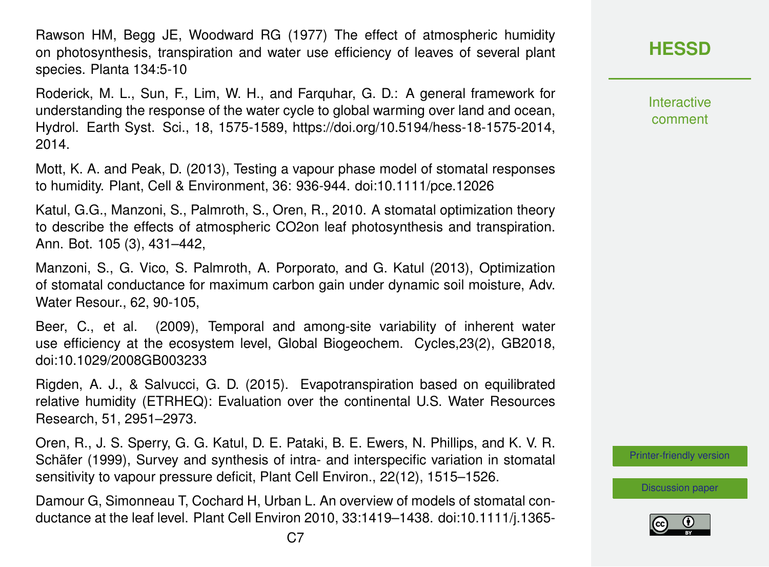Rawson HM, Begg JE, Woodward RG (1977) The effect of atmospheric humidity on photosynthesis, transpiration and water use efficiency of leaves of several plant species. Planta 134:5-10

Roderick, M. L., Sun, F., Lim, W. H., and Farquhar, G. D.: A general framework for understanding the response of the water cycle to global warming over land and ocean, Hydrol. Earth Syst. Sci., 18, 1575-1589, https://doi.org/10.5194/hess-18-1575-2014, 2014.

Mott, K. A. and Peak, D. (2013), Testing a vapour phase model of stomatal responses to humidity. Plant, Cell & Environment, 36: 936-944. doi:10.1111/pce.12026

Katul, G.G., Manzoni, S., Palmroth, S., Oren, R., 2010. A stomatal optimization theory to describe the effects of atmospheric CO2on leaf photosynthesis and transpiration. Ann. Bot. 105 (3), 431–442,

Manzoni, S., G. Vico, S. Palmroth, A. Porporato, and G. Katul (2013), Optimization of stomatal conductance for maximum carbon gain under dynamic soil moisture, Adv. Water Resour., 62, 90-105,

Beer, C., et al. (2009), Temporal and among-site variability of inherent water use efficiency at the ecosystem level, Global Biogeochem. Cycles,23(2), GB2018, doi:10.1029/2008GB003233

Rigden, A. J., & Salvucci, G. D. (2015). Evapotranspiration based on equilibrated relative humidity (ETRHEQ): Evaluation over the continental U.S. Water Resources Research, 51, 2951–2973.

Oren, R., J. S. Sperry, G. G. Katul, D. E. Pataki, B. E. Ewers, N. Phillips, and K. V. R. Schäfer (1999), Survey and synthesis of intra- and interspecific variation in stomatal sensitivity to vapour pressure deficit, Plant Cell Environ., 22(12), 1515–1526.

Damour G, Simonneau T, Cochard H, Urban L. An overview of models of stomatal conductance at the leaf level. Plant Cell Environ 2010, 33:1419–1438. doi:10.1111/j.1365-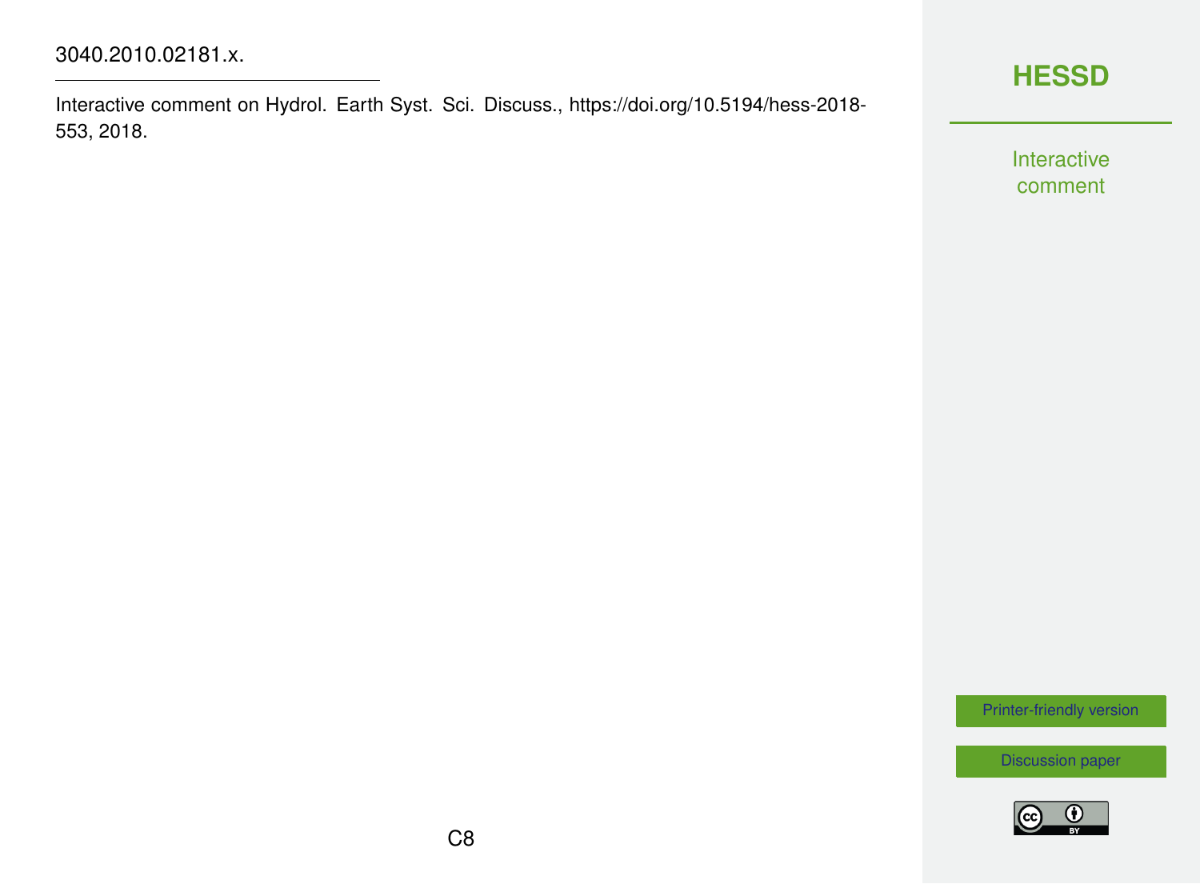3040.2010.02181.x.

---

Interactive comment on Hydrol. Earth Syst. Sci. Discuss., https://doi.org/10.5194/hess-2018-553, 2018.